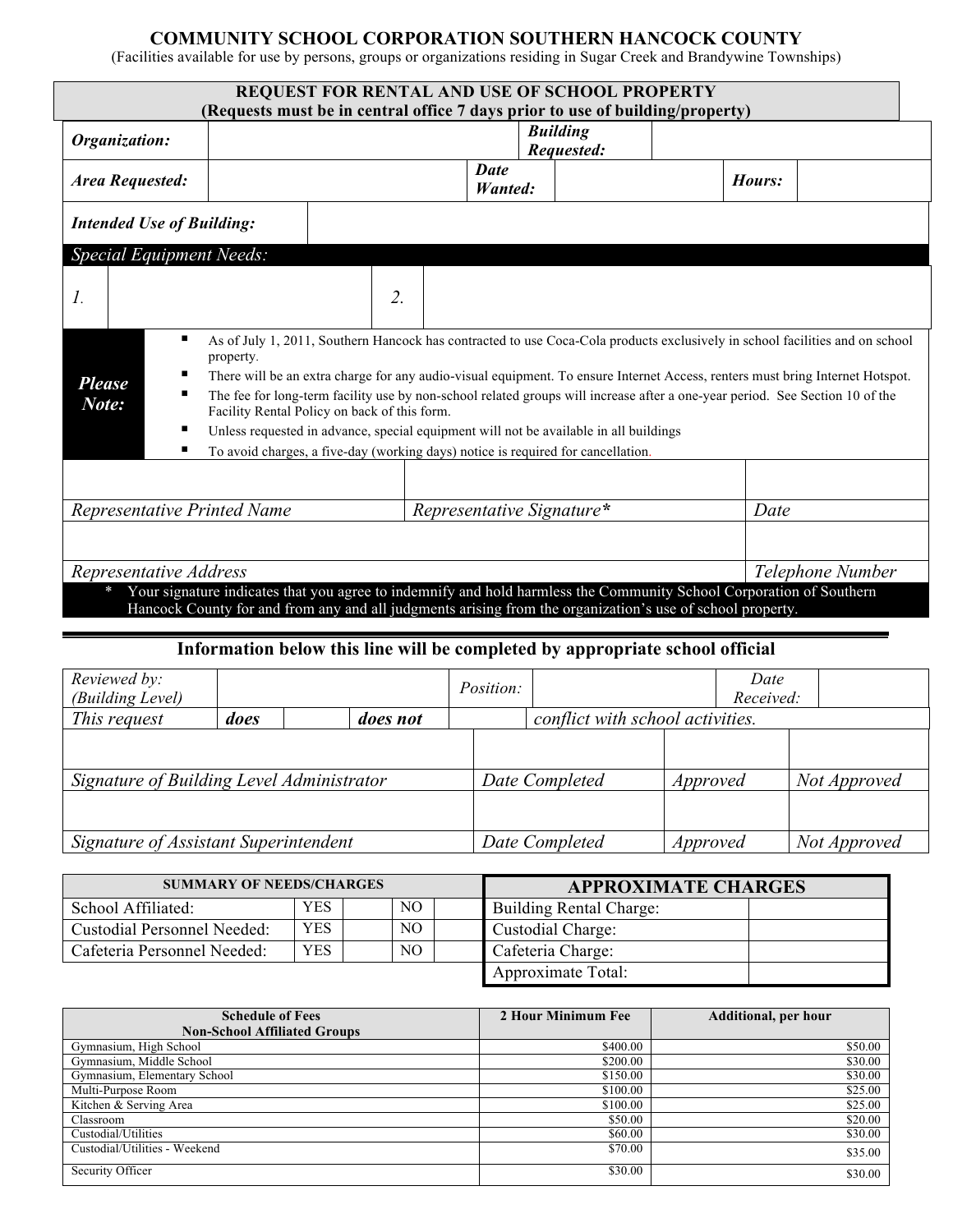# COMMUNITY SCHOOL CORPORATION SOUTHERN HANCOCK COUNTY

(Facilities available for use by persons, groups or organizations residing in Sugar Creek and Brandywine Townships)

## REQUEST FOR RENTAL AND USE OF SCHOOL PROPERTY
**(Requests must be in central office 7 days prior to use of building/property)**

| ***Organization:*** | | ***Building Requested:*** | | | |
|---|---|---|---|---|---|
| ***Area Requested:*** | | ***Date Wanted:*** | | ***Hours:*** | |
| ***Intended Use of Building:*** | | | | | |

*Special Equipment Needs:*

| *1.* | | *2.* | |
|---|---|---|---|

***Please Note:***

- As of July 1, 2011, Southern Hancock has contracted to use Coca-Cola products exclusively in school facilities and on school property.
- There will be an extra charge for any audio-visual equipment. To ensure Internet Access, renters must bring Internet Hotspot.
- The fee for long-term facility use by non-school related groups will increase after a one-year period. See Section 10 of the Facility Rental Policy on back of this form.
- Unless requested in advance, special equipment will not be available in all buildings
- To avoid charges, a five-day (working days) notice is required for cancellation.

| | | |
|---|---|---|
| *Representative Printed Name* | *Representative Signature** | *Date* |
| | | |
| *Representative Address* | | *Telephone Number* |

\* Your signature indicates that you agree to indemnify and hold harmless the Community School Corporation of Southern Hancock County for and from any and all judgments arising from the organization's use of school property.

---

## Information below this line will be completed by appropriate school official

| *Reviewed by: (Building Level)* | | *Position:* | | *Date Received:* | |
|---|---|---|---|---|---|
| *This request* | ***does*** | | ***does not*** | | *conflict with school activities.* |

| | | | |
|---|---|---|---|
| *Signature of Building Level Administrator* | *Date Completed* | *Approved* | *Not Approved* |
| | | | |
| *Signature of Assistant Superintendent* | *Date Completed* | *Approved* | *Not Approved* |

| SUMMARY OF NEEDS/CHARGES | | | | |
|---|---|---|---|---|
| School Affiliated: | YES | | NO | |
| Custodial Personnel Needed: | YES | | NO | |
| Cafeteria Personnel Needed: | YES | | NO | |

| APPROXIMATE CHARGES | |
|---|---|
| Building Rental Charge: | |
| Custodial Charge: | |
| Cafeteria Charge: | |
| Approximate Total: | |

| Schedule of Fees Non-School Affiliated Groups | 2 Hour Minimum Fee | Additional, per hour |
|---|---|---|
| Gymnasium, High School | $400.00 | $50.00 |
| Gymnasium, Middle School | $200.00 | $30.00 |
| Gymnasium, Elementary School | $150.00 | $30.00 |
| Multi-Purpose Room | $100.00 | $25.00 |
| Kitchen & Serving Area | $100.00 | $25.00 |
| Classroom | $50.00 | $20.00 |
| Custodial/Utilities | $60.00 | $30.00 |
| Custodial/Utilities - Weekend | $70.00 | $35.00 |
| Security Officer | $30.00 | $30.00 |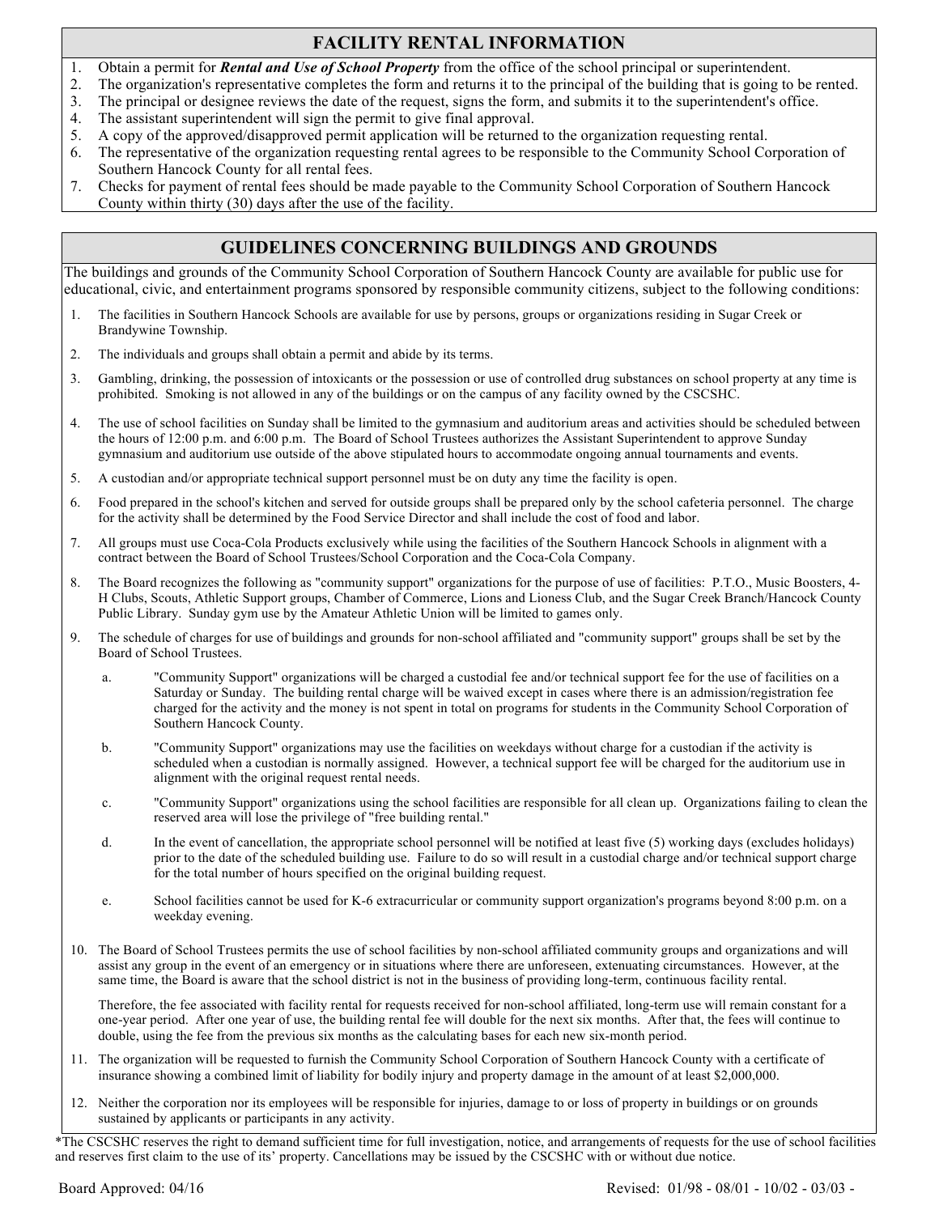## FACILITY RENTAL INFORMATION

1. Obtain a permit for ***Rental and Use of School Property*** from the office of the school principal or superintendent.
2. The organization's representative completes the form and returns it to the principal of the building that is going to be rented.
3. The principal or designee reviews the date of the request, signs the form, and submits it to the superintendent's office.
4. The assistant superintendent will sign the permit to give final approval.
5. A copy of the approved/disapproved permit application will be returned to the organization requesting rental.
6. The representative of the organization requesting rental agrees to be responsible to the Community School Corporation of Southern Hancock County for all rental fees.
7. Checks for payment of rental fees should be made payable to the Community School Corporation of Southern Hancock County within thirty (30) days after the use of the facility.

## GUIDELINES CONCERNING BUILDINGS AND GROUNDS

The buildings and grounds of the Community School Corporation of Southern Hancock County are available for public use for educational, civic, and entertainment programs sponsored by responsible community citizens, subject to the following conditions:

1. The facilities in Southern Hancock Schools are available for use by persons, groups or organizations residing in Sugar Creek or Brandywine Township.
2. The individuals and groups shall obtain a permit and abide by its terms.
3. Gambling, drinking, the possession of intoxicants or the possession or use of controlled drug substances on school property at any time is prohibited. Smoking is not allowed in any of the buildings or on the campus of any facility owned by the CSCSHC.
4. The use of school facilities on Sunday shall be limited to the gymnasium and auditorium areas and activities should be scheduled between the hours of 12:00 p.m. and 6:00 p.m. The Board of School Trustees authorizes the Assistant Superintendent to approve Sunday gymnasium and auditorium use outside of the above stipulated hours to accommodate ongoing annual tournaments and events.
5. A custodian and/or appropriate technical support personnel must be on duty any time the facility is open.
6. Food prepared in the school's kitchen and served for outside groups shall be prepared only by the school cafeteria personnel. The charge for the activity shall be determined by the Food Service Director and shall include the cost of food and labor.
7. All groups must use Coca-Cola Products exclusively while using the facilities of the Southern Hancock Schools in alignment with a contract between the Board of School Trustees/School Corporation and the Coca-Cola Company.
8. The Board recognizes the following as "community support" organizations for the purpose of use of facilities: P.T.O., Music Boosters, 4-H Clubs, Scouts, Athletic Support groups, Chamber of Commerce, Lions and Lioness Club, and the Sugar Creek Branch/Hancock County Public Library. Sunday gym use by the Amateur Athletic Union will be limited to games only.
9. The schedule of charges for use of buildings and grounds for non-school affiliated and "community support" groups shall be set by the Board of School Trustees.
   a. "Community Support" organizations will be charged a custodial fee and/or technical support fee for the use of facilities on a Saturday or Sunday. The building rental charge will be waived except in cases where there is an admission/registration fee charged for the activity and the money is not spent in total on programs for students in the Community School Corporation of Southern Hancock County.
   b. "Community Support" organizations may use the facilities on weekdays without charge for a custodian if the activity is scheduled when a custodian is normally assigned. However, a technical support fee will be charged for the auditorium use in alignment with the original request rental needs.
   c. "Community Support" organizations using the school facilities are responsible for all clean up. Organizations failing to clean the reserved area will lose the privilege of "free building rental."
   d. In the event of cancellation, the appropriate school personnel will be notified at least five (5) working days (excludes holidays) prior to the date of the scheduled building use. Failure to do so will result in a custodial charge and/or technical support charge for the total number of hours specified on the original building request.
   e. School facilities cannot be used for K-6 extracurricular or community support organization's programs beyond 8:00 p.m. on a weekday evening.
10. The Board of School Trustees permits the use of school facilities by non-school affiliated community groups and organizations and will assist any group in the event of an emergency or in situations where there are unforeseen, extenuating circumstances. However, at the same time, the Board is aware that the school district is not in the business of providing long-term, continuous facility rental.

    Therefore, the fee associated with facility rental for requests received for non-school affiliated, long-term use will remain constant for a one-year period. After one year of use, the building rental fee will double for the next six months. After that, the fees will continue to double, using the fee from the previous six months as the calculating bases for each new six-month period.
11. The organization will be requested to furnish the Community School Corporation of Southern Hancock County with a certificate of insurance showing a combined limit of liability for bodily injury and property damage in the amount of at least $2,000,000.
12. Neither the corporation nor its employees will be responsible for injuries, damage to or loss of property in buildings or on grounds sustained by applicants or participants in any activity.

*The CSCSHC reserves the right to demand sufficient time for full investigation, notice, and arrangements of requests for the use of school facilities and reserves first claim to the use of its' property. Cancellations may be issued by the CSCSHC with or without due notice.

Board Approved: 04/16

Revised: 01/98 - 08/01 - 10/02 - 03/03 -